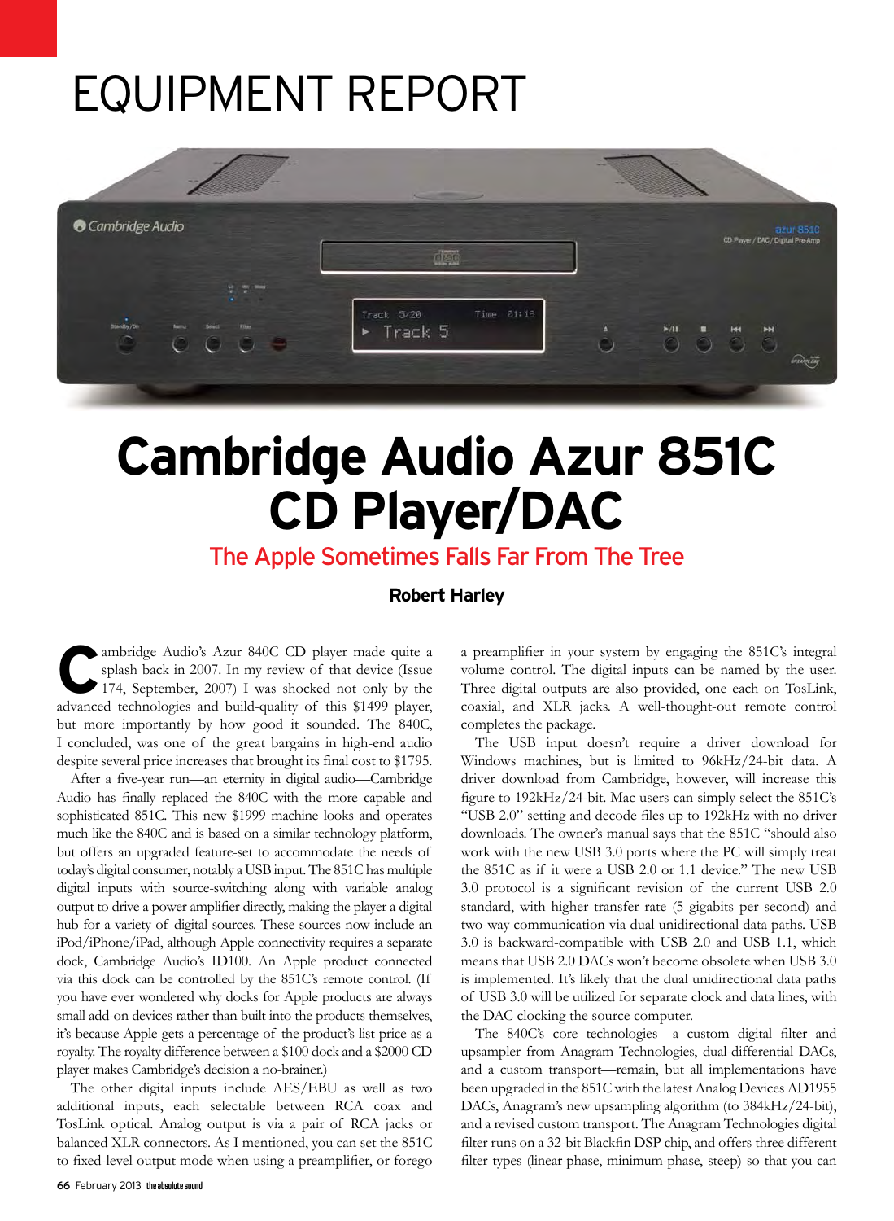# EQUIPMENT REPORT

# Cambridge Audio Azur 851C CD Player/DAC

## The Apple Sometimes Falls Far From The Tree

**Robert Harley**

Cambridge Audio's Azur 840C CD player made quite a splash back in 2007. In my review of that device (Issue 174, September, 2007) I was shocked not only by the advanced technologies and build-quality of this $1499 player, but more importantly by how good it sounded. The 840C, I concluded, was one of the great bargains in high-end audio despite several price increases that brought its final cost to $1795.

After a five-year run—an eternity in digital audio—Cambridge Audio has finally replaced the 840C with the more capable and sophisticated 851C. This new $1999 machine looks and operates much like the 840C and is based on a similar technology platform, but offers an upgraded feature-set to accommodate the needs of today's digital consumer, notably a USB input. The 851C has multiple digital inputs with source-switching along with variable analog output to drive a power amplifier directly, making the player a digital hub for a variety of digital sources. These sources now include an iPod/iPhone/iPad, although Apple connectivity requires a separate dock, Cambridge Audio's ID100. An Apple product connected via this dock can be controlled by the 851C's remote control. (If you have ever wondered why docks for Apple products are always small add-on devices rather than built into the products themselves, it's because Apple gets a percentage of the product's list price as a royalty. The royalty difference between a $100 dock and a $2000 CD player makes Cambridge's decision a no-brainer.)

The other digital inputs include AES/EBU as well as two additional inputs, each selectable between RCA coax and TosLink optical. Analog output is via a pair of RCA jacks or balanced XLR connectors. As I mentioned, you can set the 851C to fixed-level output mode when using a preamplifier, or forego a preamplifier in your system by engaging the 851C's integral volume control. The digital inputs can be named by the user. Three digital outputs are also provided, one each on TosLink, coaxial, and XLR jacks. A well-thought-out remote control completes the package.

The USB input doesn't require a driver download for Windows machines, but is limited to 96kHz/24-bit data. A driver download from Cambridge, however, will increase this figure to 192kHz/24-bit. Mac users can simply select the 851C's "USB 2.0" setting and decode files up to 192kHz with no driver downloads. The owner's manual says that the 851C "should also work with the new USB 3.0 ports where the PC will simply treat the 851C as if it were a USB 2.0 or 1.1 device." The new USB 3.0 protocol is a significant revision of the current USB 2.0 standard, with higher transfer rate (5 gigabits per second) and two-way communication via dual unidirectional data paths. USB 3.0 is backward-compatible with USB 2.0 and USB 1.1, which means that USB 2.0 DACs won't become obsolete when USB 3.0 is implemented. It's likely that the dual unidirectional data paths of USB 3.0 will be utilized for separate clock and data lines, with the DAC clocking the source computer.

The 840C's core technologies—a custom digital filter and upsampler from Anagram Technologies, dual-differential DACs, and a custom transport—remain, but all implementations have been upgraded in the 851C with the latest Analog Devices AD1955 DACs, Anagram's new upsampling algorithm (to 384kHz/24-bit), and a revised custom transport. The Anagram Technologies digital filter runs on a 32-bit Blackfin DSP chip, and offers three different filter types (linear-phase, minimum-phase, steep) so that you can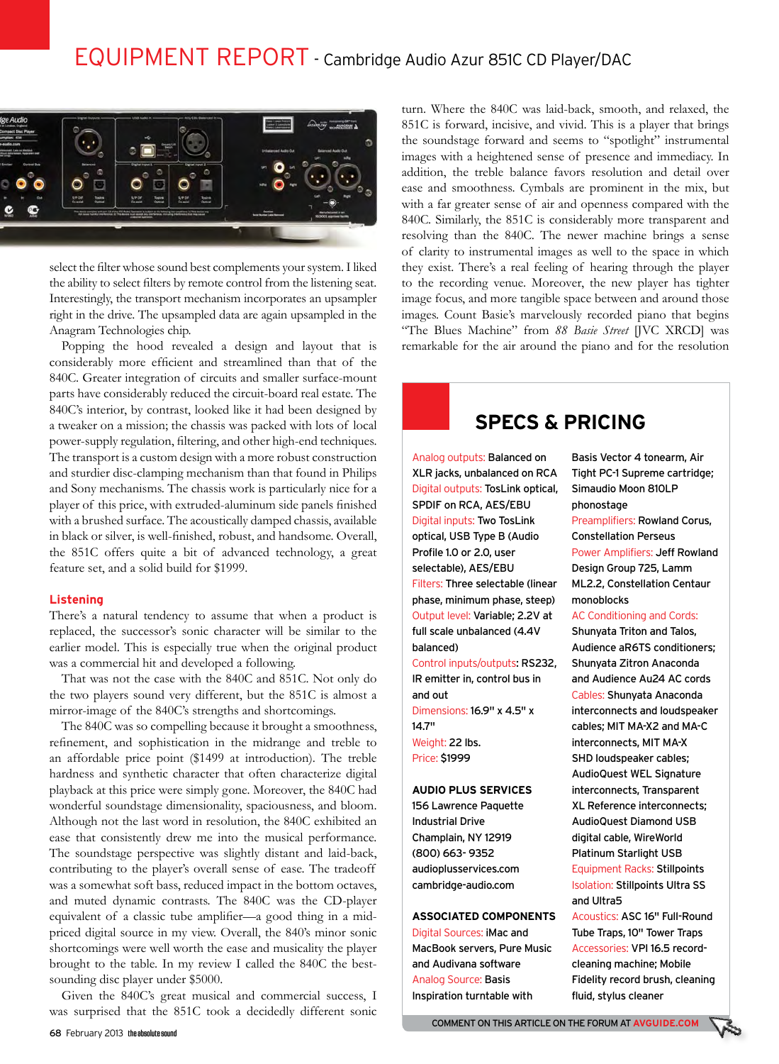select the filter whose sound best complements your system. I liked the ability to select filters by remote control from the listening seat. Interestingly, the transport mechanism incorporates an upsampler right in the drive. The upsampled data are again upsampled in the Anagram Technologies chip.

Popping the hood revealed a design and layout that is considerably more efficient and streamlined than that of the 840C. Greater integration of circuits and smaller surface-mount parts have considerably reduced the circuit-board real estate. The 840C's interior, by contrast, looked like it had been designed by a tweaker on a mission; the chassis was packed with lots of local power-supply regulation, filtering, and other high-end techniques. The transport is a custom design with a more robust construction and sturdier disc-clamping mechanism than that found in Philips and Sony mechanisms. The chassis work is particularly nice for a player of this price, with extruded-aluminum side panels finished with a brushed surface. The acoustically damped chassis, available in black or silver, is well-finished, robust, and handsome. Overall, the 851C offers quite a bit of advanced technology, a great feature set, and a solid build for $1999.

### Listening

There's a natural tendency to assume that when a product is replaced, the successor's sonic character will be similar to the earlier model. This is especially true when the original product was a commercial hit and developed a following.

That was not the case with the 840C and 851C. Not only do the two players sound very different, but the 851C is almost a mirror-image of the 840C's strengths and shortcomings.

The 840C was so compelling because it brought a smoothness, refinement, and sophistication in the midrange and treble to an affordable price point ($1499 at introduction). The treble hardness and synthetic character that often characterize digital playback at this price were simply gone. Moreover, the 840C had wonderful soundstage dimensionality, spaciousness, and bloom. Although not the last word in resolution, the 840C exhibited an ease that consistently drew me into the musical performance. The soundstage perspective was slightly distant and laid-back, contributing to the player's overall sense of ease. The tradeoff was a somewhat soft bass, reduced impact in the bottom octaves, and muted dynamic contrasts. The 840C was the CD-player equivalent of a classic tube amplifier—a good thing in a mid-priced digital source in my view. Overall, the 840's minor sonic shortcomings were well worth the ease and musicality the player brought to the table. In my review I called the 840C the best-sounding disc player under $5000.

Given the 840C's great musical and commercial success, I was surprised that the 851C took a decidedly different sonic turn. Where the 840C was laid-back, smooth, and relaxed, the 851C is forward, incisive, and vivid. This is a player that brings the soundstage forward and seems to "spotlight" instrumental images with a heightened sense of presence and immediacy. In addition, the treble balance favors resolution and detail over ease and smoothness. Cymbals are prominent in the mix, but with a far greater sense of air and openness compared with the 840C. Similarly, the 851C is considerably more transparent and resolving than the 840C. The newer machine brings a sense of clarity to instrumental images as well to the space in which they exist. There's a real feeling of hearing through the player to the recording venue. Moreover, the new player has tighter image focus, and more tangible space between and around those images. Count Basie's marvelously recorded piano that begins "The Blues Machine" from *88 Basie Street* [JVC XRCD] was remarkable for the air around the piano and for the resolution

## SPECS & PRICING

Analog outputs: Balanced on XLR jacks, unbalanced on RCA
Digital outputs: TosLink optical, SPDIF on RCA, AES/EBU
Digital inputs: Two TosLink optical, USB Type B (Audio Profile 1.0 or 2.0, user selectable), AES/EBU
Filters: Three selectable (linear phase, minimum phase, steep)
Output level: Variable; 2.2V at full scale unbalanced (4.4V balanced)
Control inputs/outputs: RS232, IR emitter in, control bus in and out
Dimensions: 16.9" x 4.5" x 14.7"
Weight: 22 lbs.
Price: $1999

**AUDIO PLUS SERVICES**
156 Lawrence Paquette Industrial Drive
Champlain, NY 12919
(800) 663- 9352
audioplusservices.com
cambridge-audio.com

**ASSOCIATED COMPONENTS**
Digital Sources: iMac and MacBook servers, Pure Music and Audivana software
Analog Source: Basis Inspiration turntable with Basis Vector 4 tonearm, Air Tight PC-1 Supreme cartridge; Simaudio Moon 810LP phonostage
Preamplifiers: Rowland Corus, Constellation Perseus
Power Amplifiers: Jeff Rowland Design Group 725, Lamm ML2.2, Constellation Centaur monoblocks
AC Conditioning and Cords: Shunyata Triton and Talos, Audience aR6TS conditioners; Shunyata Zitron Anaconda and Audience Au24 AC cords
Cables: Shunyata Anaconda interconnects and loudspeaker cables; MIT MA-X2 and MA-C interconnects, MIT MA-X SHD loudspeaker cables; AudioQuest WEL Signature interconnects, Transparent XL Reference interconnects; AudioQuest Diamond USB digital cable, WireWorld Platinum Starlight USB
Equipment Racks: Stillpoints
Isolation: Stillpoints Ultra SS and Ultra5
Acoustics: ASC 16" Full-Round Tube Traps, 10" Tower Traps
Accessories: VPI 16.5 record-cleaning machine; Mobile Fidelity record brush, cleaning fluid, stylus cleaner

COMMENT ON THIS ARTICLE ON THE FORUM AT AVGUIDE.COM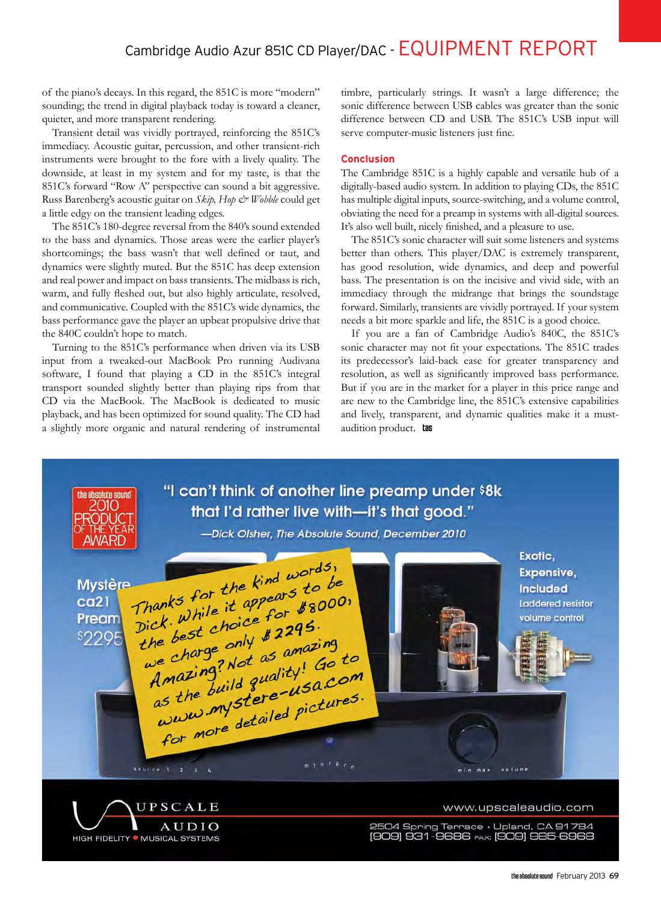of the piano's decays. In this regard, the 851C is more "modern" sounding; the trend in digital playback today is toward a cleaner, quieter, and more transparent rendering.

Transient detail was vividly portrayed, reinforcing the 851C's immediacy. Acoustic guitar, percussion, and other transient-rich instruments were brought to the fore with a lively quality. The downside, at least in my system and for my taste, is that the 851C's forward "Row A" perspective can sound a bit aggressive. Russ Barenberg's acoustic guitar on *Skip, Hop & Wobble* could get a little edgy on the transient leading edges.

The 851C's 180-degree reversal from the 840's sound extended to the bass and dynamics. Those areas were the earlier player's shortcomings; the bass wasn't that well defined or taut, and dynamics were slightly muted. But the 851C has deep extension and real power and impact on bass transients. The midbass is rich, warm, and fully fleshed out, but also highly articulate, resolved, and communicative. Coupled with the 851C's wide dynamics, the bass performance gave the player an upbeat propulsive drive that the 840C couldn't hope to match.

Turning to the 851C's performance when driven via its USB input from a tweaked-out MacBook Pro running Audivana software, I found that playing a CD in the 851C's integral transport sounded slightly better than playing rips from that CD via the MacBook. The MacBook is dedicated to music playback, and has been optimized for sound quality. The CD had a slightly more organic and natural rendering of instrumental timbre, particularly strings. It wasn't a large difference; the sonic difference between USB cables was greater than the sonic difference between CD and USB. The 851C's USB input will serve computer-music listeners just fine.

## Conclusion

The Cambridge 851C is a highly capable and versatile hub of a digitally-based audio system. In addition to playing CDs, the 851C has multiple digital inputs, source-switching, and a volume control, obviating the need for a preamp in systems with all-digital sources. It's also well built, nicely finished, and a pleasure to use.

The 851C's sonic character will suit some listeners and systems better than others. This player/DAC is extremely transparent, has good resolution, wide dynamics, and deep and powerful bass. The presentation is on the incisive and vivid side, with an immediacy through the midrange that brings the soundstage forward. Similarly, transients are vividly portrayed. If your system needs a bit more sparkle and life, the 851C is a good choice.

If you are a fan of Cambridge Audio's 840C, the 851C's sonic character may not fit your expectations. The 851C trades its predecessor's laid-back ease for greater transparency and resolution, as well as significantly improved bass performance. But if you are in the market for a player in this price range and are new to the Cambridge line, the 851C's extensive capabilities and lively, transparent, and dynamic qualities make it a must-audition product. **tas**